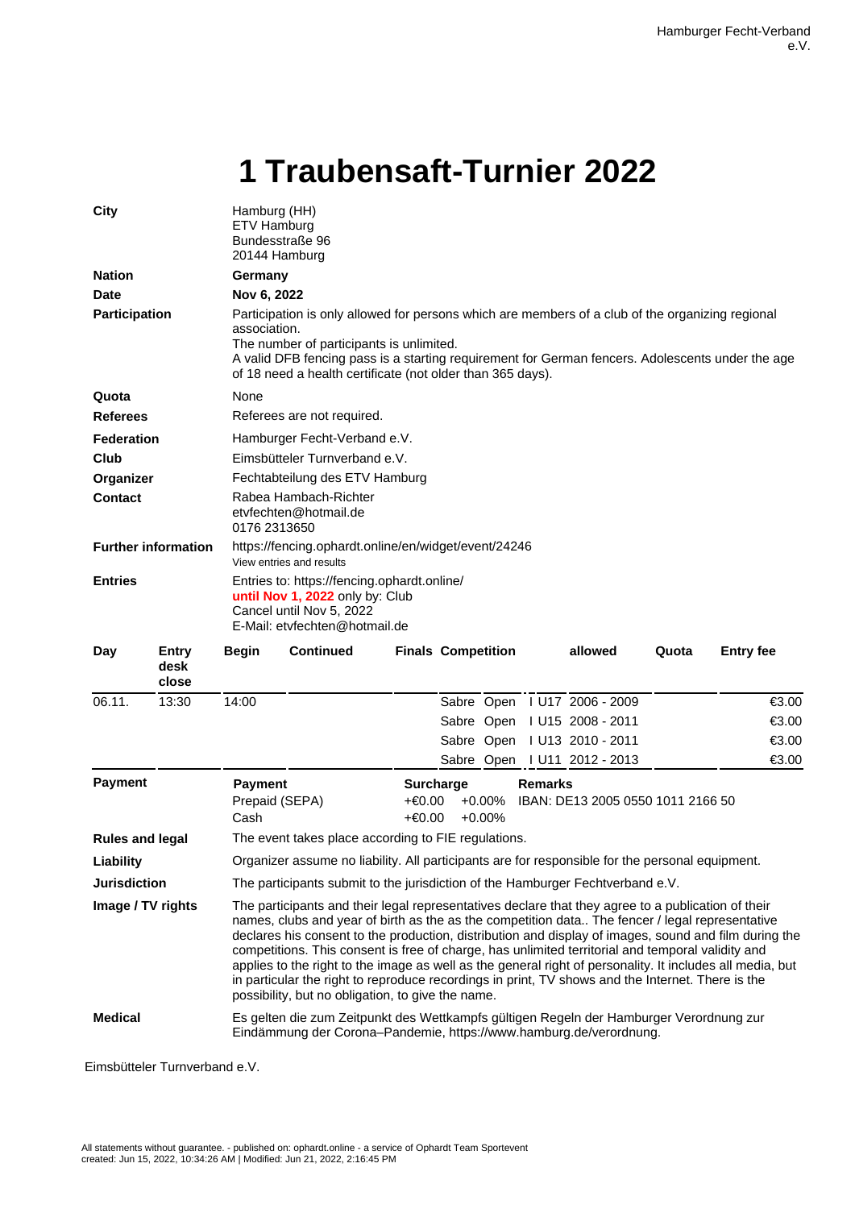Hamburger Fecht-Verband e.V.

# 1 Traubensaft-Turnier 2022

| | |
|---|---|
| **City** | Hamburg (HH)<br>ETV Hamburg<br>Bundesstraße 96<br>20144 Hamburg |
| **Nation** | **Germany** |
| **Date** | **Nov 6, 2022** |
| **Participation** | Participation is only allowed for persons which are members of a club of the organizing regional association.<br>The number of participants is unlimited.<br>A valid DFB fencing pass is a starting requirement for German fencers. Adolescents under the age of 18 need a health certificate (not older than 365 days). |
| **Quota** | None |
| **Referees** | Referees are not required. |
| **Federation** | Hamburger Fecht-Verband e.V. |
| **Club** | Eimsbütteler Turnverband e.V. |
| **Organizer** | Fechtabteilung des ETV Hamburg |
| **Contact** | Rabea Hambach-Richter<br>etvfechten@hotmail.de<br>0176 2313650 |
| **Further information** | https://fencing.ophardt.online/en/widget/event/24246<br>View entries and results |
| **Entries** | Entries to: https://fencing.ophardt.online/<br>**until Nov 1, 2022** only by: Club<br>Cancel until Nov 5, 2022<br>E-Mail: etvfechten@hotmail.de |

| Day | Entry desk close | Begin | Continued | Finals | Competition | allowed | Quota | Entry fee |
|---|---|---|---|---|---|---|---|---|
| 06.11. | 13:30 | 14:00 | | | Sabre Open I U17 | 2006 - 2009 | | €3.00 |
| | | | | | Sabre Open I U15 | 2008 - 2011 | | €3.00 |
| | | | | | Sabre Open I U13 | 2010 - 2011 | | €3.00 |
| | | | | | Sabre Open I U11 | 2012 - 2013 | | €3.00 |

**Payment**

| Payment | Surcharge | | Remarks |
|---|---|---|---|
| Prepaid (SEPA) | +€0.00 | +0.00% | IBAN: DE13 2005 0550 1011 2166 50 |
| Cash | +€0.00 | +0.00% | |

| | |
|---|---|
| **Rules and legal** | The event takes place according to FIE regulations. |
| **Liability** | Organizer assume no liability. All participants are for responsible for the personal equipment. |
| **Jurisdiction** | The participants submit to the jurisdiction of the Hamburger Fechtverband e.V. |
| **Image / TV rights** | The participants and their legal representatives declare that they agree to a publication of their names, clubs and year of birth as the as the competition data.. The fencer / legal representative declares his consent to the production, distribution and display of images, sound and film during the competitions. This consent is free of charge, has unlimited territorial and temporal validity and applies to the right to the image as well as the general right of personality. It includes all media, but in particular the right to reproduce recordings in print, TV shows and the Internet. There is the possibility, but no obligation, to give the name. |
| **Medical** | Es gelten die zum Zeitpunkt des Wettkampfs gültigen Regeln der Hamburger Verordnung zur Eindämmung der Corona–Pandemie, https://www.hamburg.de/verordnung. |

Eimsbütteler Turnverband e.V.

All statements without guarantee. - published on: ophardt.online - a service of Ophardt Team Sportevent
created: Jun 15, 2022, 10:34:26 AM | Modified: Jun 21, 2022, 2:16:45 PM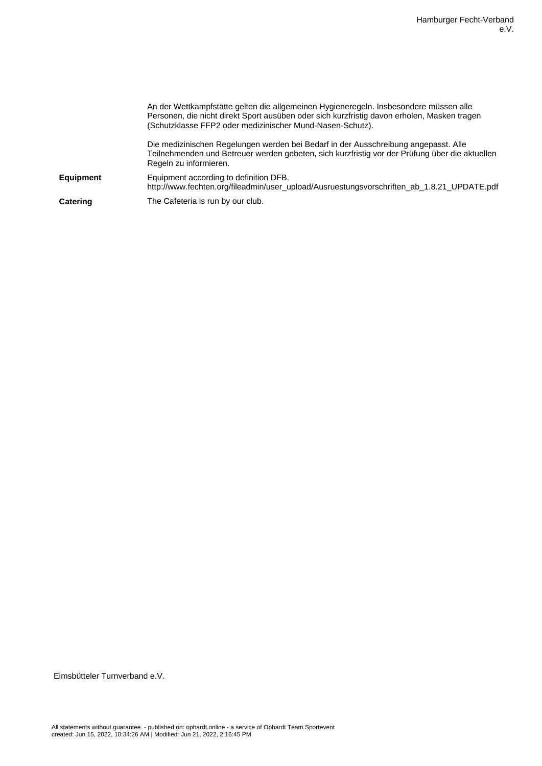An der Wettkampfstätte gelten die allgemeinen Hygieneregeln. Insbesondere müssen alle Personen, die nicht direkt Sport ausüben oder sich kurzfristig davon erholen, Masken tragen (Schutzklasse FFP2 oder medizinischer Mund-Nasen-Schutz).

Die medizinischen Regelungen werden bei Bedarf in der Ausschreibung angepasst. Alle Teilnehmenden und Betreuer werden gebeten, sich kurzfristig vor der Prüfung über die aktuellen Regeln zu informieren.

| | |
|---|---|
| **Equipment** | Equipment according to definition DFB. http://www.fechten.org/fileadmin/user_upload/Ausruestungsvorschriften_ab_1.8.21_UPDATE.pdf |
| **Catering** | The Cafeteria is run by our club. |

Eimsbütteler Turnverband e.V.